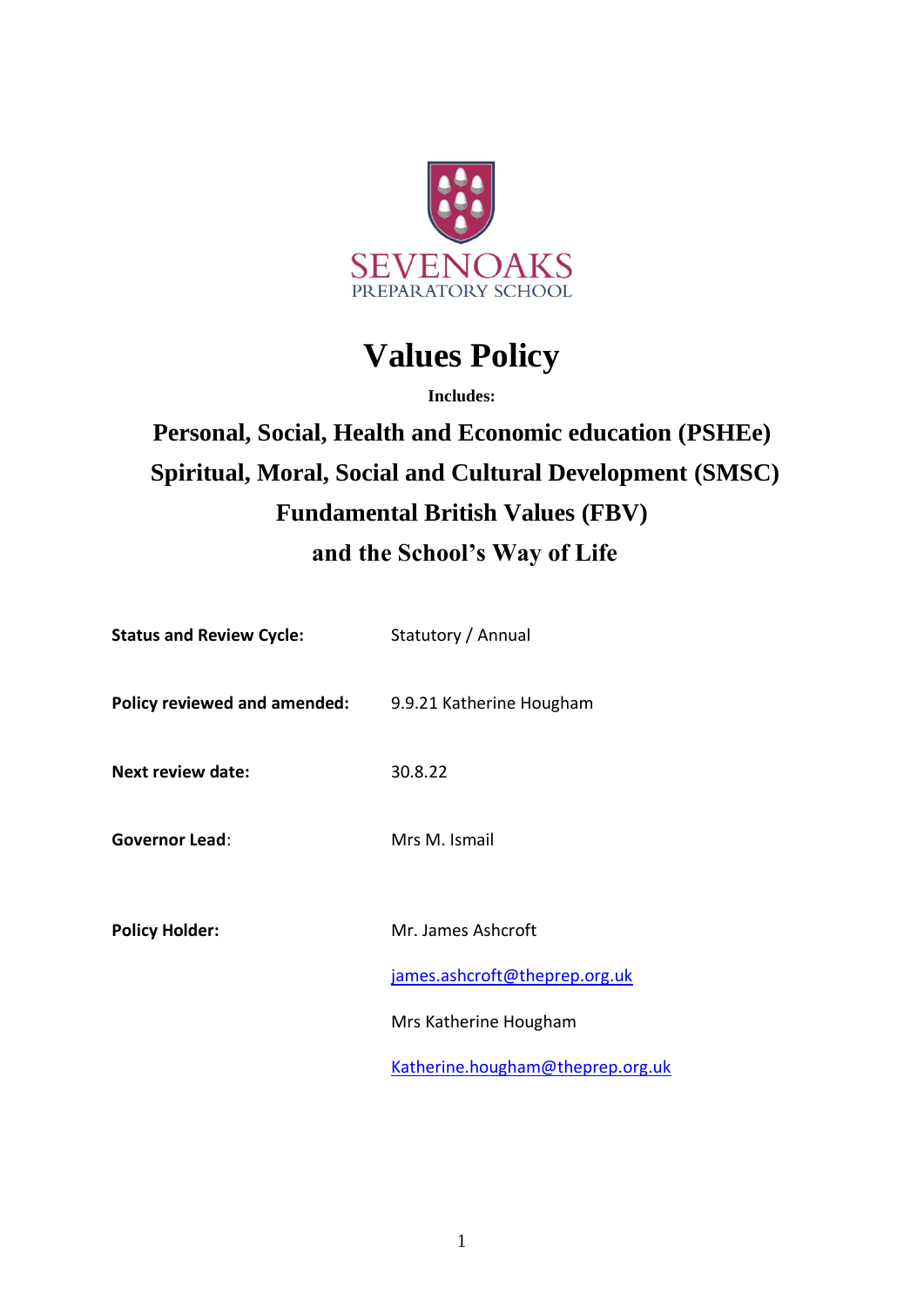SEVENOAKS
PREPARATORY SCHOOL

# Values Policy

**Includes:**

## Personal, Social, Health and Economic education (PSHEe)
## Spiritual, Moral, Social and Cultural Development (SMSC)
## Fundamental British Values (FBV)
## and the School's Way of Life

| | |
|---|---|
| **Status and Review Cycle:** | Statutory / Annual |
| **Policy reviewed and amended:** | 9.9.21 Katherine Hougham |
| **Next review date:** | 30.8.22 |
| **Governor Lead**: | Mrs M. Ismail |
| **Policy Holder:** | Mr. James Ashcroft<br>james.ashcroft@theprep.org.uk<br>Mrs Katherine Hougham<br>Katherine.hougham@theprep.org.uk |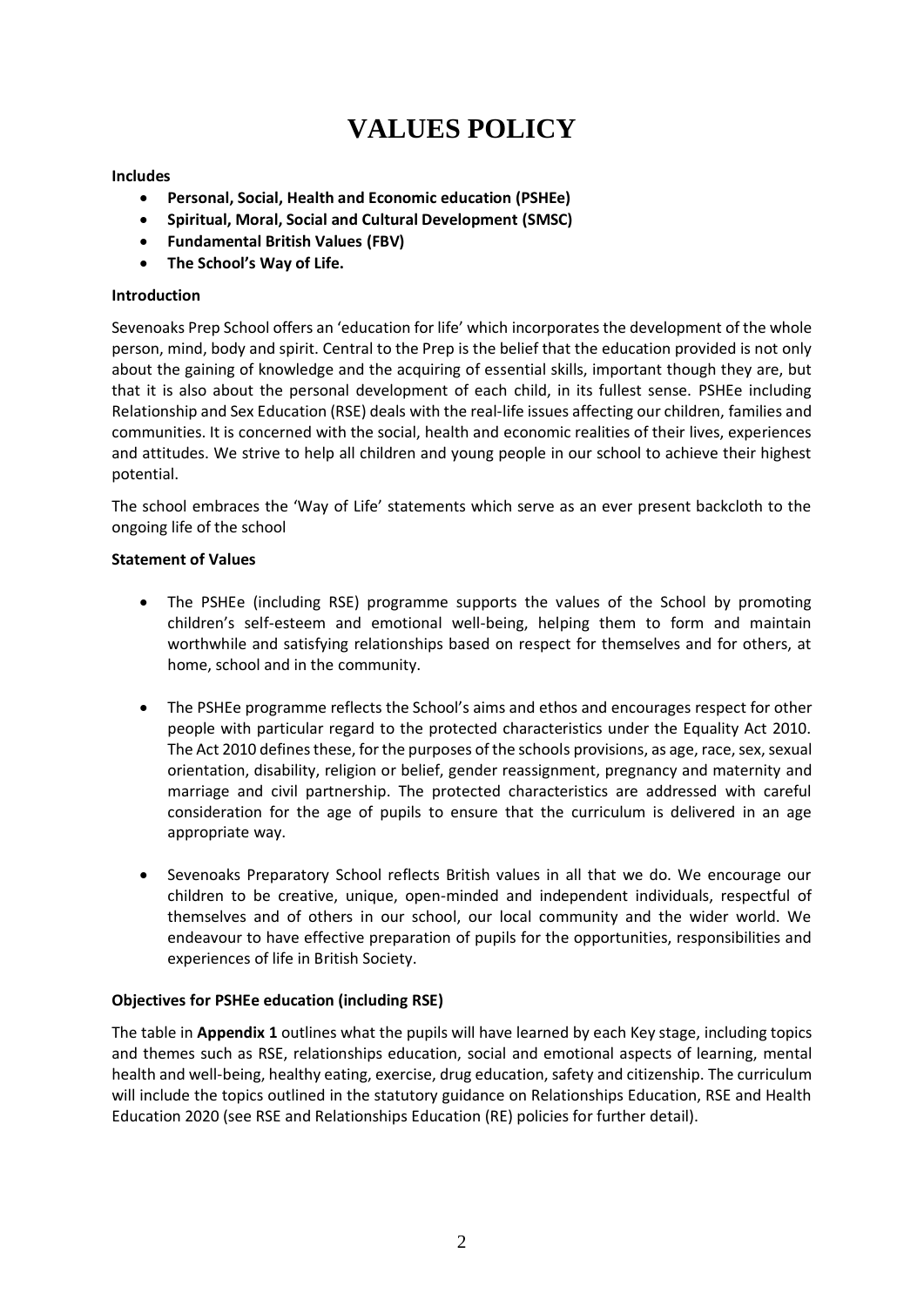# VALUES POLICY

**Includes**

- **Personal, Social, Health and Economic education (PSHEe)**
- **Spiritual, Moral, Social and Cultural Development (SMSC)**
- **Fundamental British Values (FBV)**
- **The School's Way of Life.**

**Introduction**

Sevenoaks Prep School offers an 'education for life' which incorporates the development of the whole person, mind, body and spirit. Central to the Prep is the belief that the education provided is not only about the gaining of knowledge and the acquiring of essential skills, important though they are, but that it is also about the personal development of each child, in its fullest sense. PSHEe including Relationship and Sex Education (RSE) deals with the real-life issues affecting our children, families and communities. It is concerned with the social, health and economic realities of their lives, experiences and attitudes. We strive to help all children and young people in our school to achieve their highest potential.

The school embraces the 'Way of Life' statements which serve as an ever present backcloth to the ongoing life of the school

**Statement of Values**

- The PSHEe (including RSE) programme supports the values of the School by promoting children's self-esteem and emotional well-being, helping them to form and maintain worthwhile and satisfying relationships based on respect for themselves and for others, at home, school and in the community.
- The PSHEe programme reflects the School's aims and ethos and encourages respect for other people with particular regard to the protected characteristics under the Equality Act 2010. The Act 2010 defines these, for the purposes of the schools provisions, as age, race, sex, sexual orientation, disability, religion or belief, gender reassignment, pregnancy and maternity and marriage and civil partnership. The protected characteristics are addressed with careful consideration for the age of pupils to ensure that the curriculum is delivered in an age appropriate way.
- Sevenoaks Preparatory School reflects British values in all that we do. We encourage our children to be creative, unique, open-minded and independent individuals, respectful of themselves and of others in our school, our local community and the wider world. We endeavour to have effective preparation of pupils for the opportunities, responsibilities and experiences of life in British Society.

**Objectives for PSHEe education (including RSE)**

The table in **Appendix 1** outlines what the pupils will have learned by each Key stage, including topics and themes such as RSE, relationships education, social and emotional aspects of learning, mental health and well-being, healthy eating, exercise, drug education, safety and citizenship. The curriculum will include the topics outlined in the statutory guidance on Relationships Education, RSE and Health Education 2020 (see RSE and Relationships Education (RE) policies for further detail).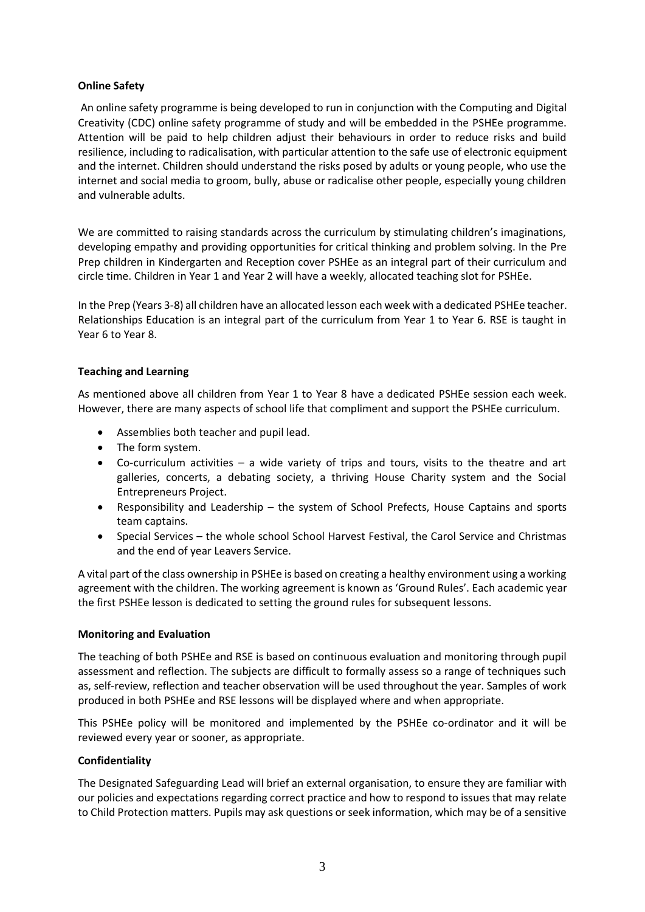**Online Safety**

An online safety programme is being developed to run in conjunction with the Computing and Digital Creativity (CDC) online safety programme of study and will be embedded in the PSHEe programme. Attention will be paid to help children adjust their behaviours in order to reduce risks and build resilience, including to radicalisation, with particular attention to the safe use of electronic equipment and the internet. Children should understand the risks posed by adults or young people, who use the internet and social media to groom, bully, abuse or radicalise other people, especially young children and vulnerable adults.

We are committed to raising standards across the curriculum by stimulating children's imaginations, developing empathy and providing opportunities for critical thinking and problem solving. In the Pre Prep children in Kindergarten and Reception cover PSHEe as an integral part of their curriculum and circle time. Children in Year 1 and Year 2 will have a weekly, allocated teaching slot for PSHEe.

In the Prep (Years 3-8) all children have an allocated lesson each week with a dedicated PSHEe teacher. Relationships Education is an integral part of the curriculum from Year 1 to Year 6. RSE is taught in Year 6 to Year 8.

**Teaching and Learning**

As mentioned above all children from Year 1 to Year 8 have a dedicated PSHEe session each week. However, there are many aspects of school life that compliment and support the PSHEe curriculum.

- Assemblies both teacher and pupil lead.
- The form system.
- Co-curriculum activities – a wide variety of trips and tours, visits to the theatre and art galleries, concerts, a debating society, a thriving House Charity system and the Social Entrepreneurs Project.
- Responsibility and Leadership – the system of School Prefects, House Captains and sports team captains.
- Special Services – the whole school School Harvest Festival, the Carol Service and Christmas and the end of year Leavers Service.

A vital part of the class ownership in PSHEe is based on creating a healthy environment using a working agreement with the children. The working agreement is known as 'Ground Rules'. Each academic year the first PSHEe lesson is dedicated to setting the ground rules for subsequent lessons.

**Monitoring and Evaluation**

The teaching of both PSHEe and RSE is based on continuous evaluation and monitoring through pupil assessment and reflection. The subjects are difficult to formally assess so a range of techniques such as, self-review, reflection and teacher observation will be used throughout the year. Samples of work produced in both PSHEe and RSE lessons will be displayed where and when appropriate.

This PSHEe policy will be monitored and implemented by the PSHEe co-ordinator and it will be reviewed every year or sooner, as appropriate.

**Confidentiality**

The Designated Safeguarding Lead will brief an external organisation, to ensure they are familiar with our policies and expectations regarding correct practice and how to respond to issues that may relate to Child Protection matters. Pupils may ask questions or seek information, which may be of a sensitive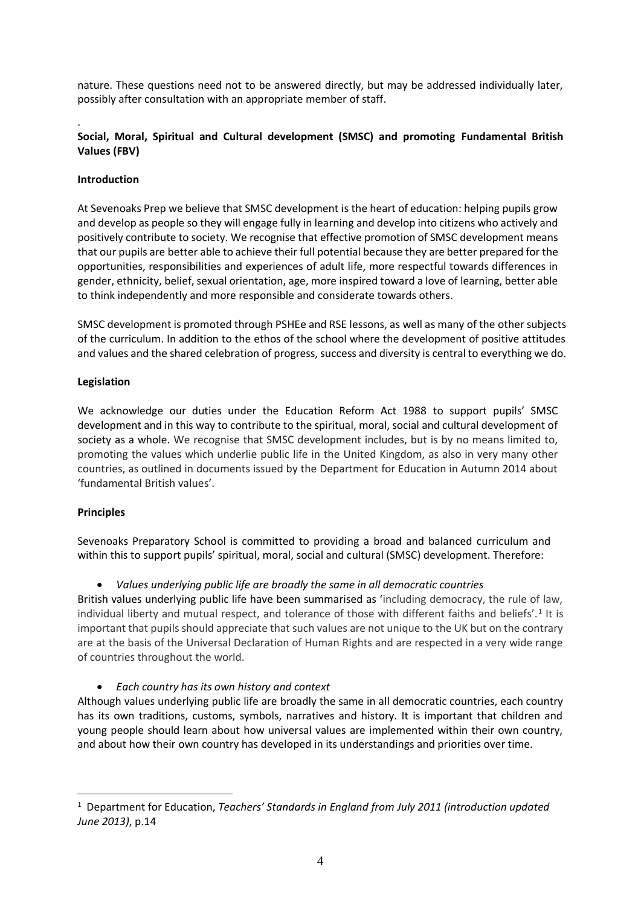nature. These questions need not to be answered directly, but may be addressed individually later, possibly after consultation with an appropriate member of staff.

.

**Social, Moral, Spiritual and Cultural development (SMSC) and promoting Fundamental British Values (FBV)**

**Introduction**

At Sevenoaks Prep we believe that SMSC development is the heart of education: helping pupils grow and develop as people so they will engage fully in learning and develop into citizens who actively and positively contribute to society. We recognise that effective promotion of SMSC development means that our pupils are better able to achieve their full potential because they are better prepared for the opportunities, responsibilities and experiences of adult life, more respectful towards differences in gender, ethnicity, belief, sexual orientation, age, more inspired toward a love of learning, better able to think independently and more responsible and considerate towards others.

SMSC development is promoted through PSHEe and RSE lessons, as well as many of the other subjects of the curriculum. In addition to the ethos of the school where the development of positive attitudes and values and the shared celebration of progress, success and diversity is central to everything we do.

**Legislation**

We acknowledge our duties under the Education Reform Act 1988 to support pupils' SMSC development and in this way to contribute to the spiritual, moral, social and cultural development of society as a whole. We recognise that SMSC development includes, but is by no means limited to, promoting the values which underlie public life in the United Kingdom, as also in very many other countries, as outlined in documents issued by the Department for Education in Autumn 2014 about 'fundamental British values'.

**Principles**

Sevenoaks Preparatory School is committed to providing a broad and balanced curriculum and within this to support pupils' spiritual, moral, social and cultural (SMSC) development. Therefore:

- *Values underlying public life are broadly the same in all democratic countries*

British values underlying public life have been summarised as 'including democracy, the rule of law, individual liberty and mutual respect, and tolerance of those with different faiths and beliefs'.[1] It is important that pupils should appreciate that such values are not unique to the UK but on the contrary are at the basis of the Universal Declaration of Human Rights and are respected in a very wide range of countries throughout the world.

- *Each country has its own history and context*

Although values underlying public life are broadly the same in all democratic countries, each country has its own traditions, customs, symbols, narratives and history. It is important that children and young people should learn about how universal values are implemented within their own country, and about how their own country has developed in its understandings and priorities over time.

---

[1] Department for Education, *Teachers' Standards in England from July 2011 (introduction updated June 2013)*, p.14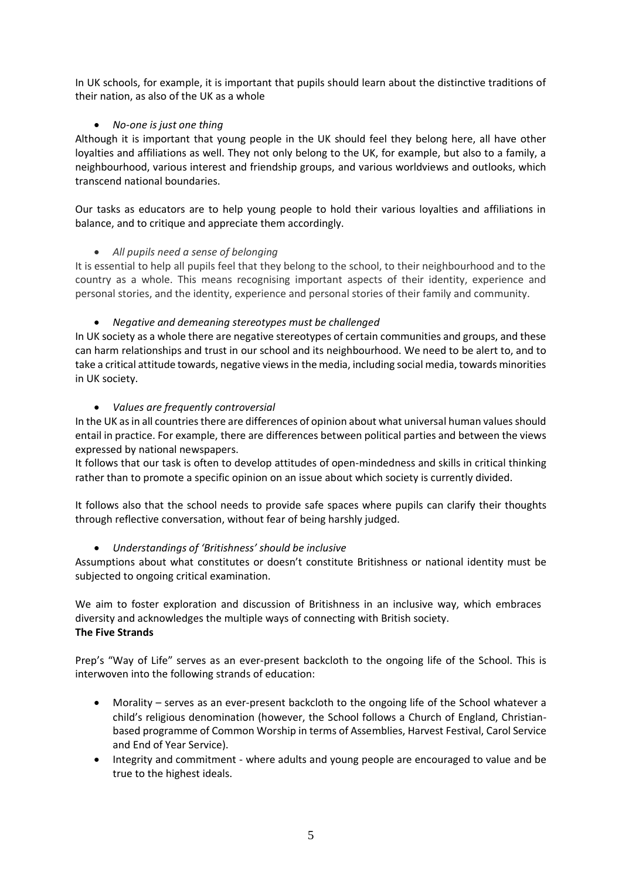In UK schools, for example, it is important that pupils should learn about the distinctive traditions of their nation, as also of the UK as a whole

- *No-one is just one thing*

Although it is important that young people in the UK should feel they belong here, all have other loyalties and affiliations as well. They not only belong to the UK, for example, but also to a family, a neighbourhood, various interest and friendship groups, and various worldviews and outlooks, which transcend national boundaries.

Our tasks as educators are to help young people to hold their various loyalties and affiliations in balance, and to critique and appreciate them accordingly.

- *All pupils need a sense of belonging*

It is essential to help all pupils feel that they belong to the school, to their neighbourhood and to the country as a whole. This means recognising important aspects of their identity, experience and personal stories, and the identity, experience and personal stories of their family and community.

- *Negative and demeaning stereotypes must be challenged*

In UK society as a whole there are negative stereotypes of certain communities and groups, and these can harm relationships and trust in our school and its neighbourhood. We need to be alert to, and to take a critical attitude towards, negative views in the media, including social media, towards minorities in UK society.

- *Values are frequently controversial*

In the UK as in all countries there are differences of opinion about what universal human values should entail in practice. For example, there are differences between political parties and between the views expressed by national newspapers.

It follows that our task is often to develop attitudes of open-mindedness and skills in critical thinking rather than to promote a specific opinion on an issue about which society is currently divided.

It follows also that the school needs to provide safe spaces where pupils can clarify their thoughts through reflective conversation, without fear of being harshly judged.

- *Understandings of 'Britishness' should be inclusive*

Assumptions about what constitutes or doesn't constitute Britishness or national identity must be subjected to ongoing critical examination.

We aim to foster exploration and discussion of Britishness in an inclusive way, which embraces diversity and acknowledges the multiple ways of connecting with British society.

**The Five Strands**

Prep's "Way of Life" serves as an ever-present backcloth to the ongoing life of the School. This is interwoven into the following strands of education:

- Morality – serves as an ever-present backcloth to the ongoing life of the School whatever a child's religious denomination (however, the School follows a Church of England, Christian-based programme of Common Worship in terms of Assemblies, Harvest Festival, Carol Service and End of Year Service).
- Integrity and commitment - where adults and young people are encouraged to value and be true to the highest ideals.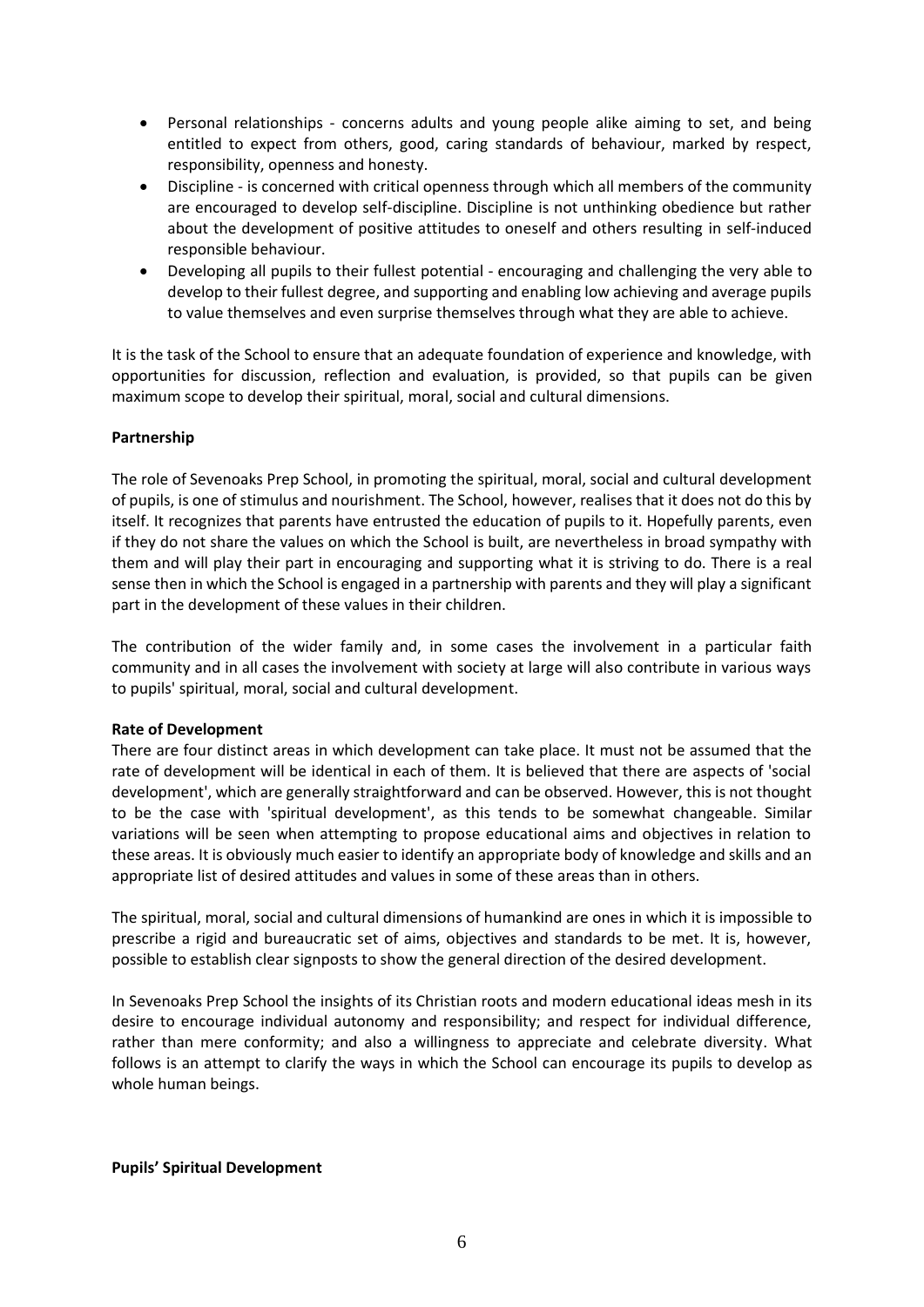- Personal relationships - concerns adults and young people alike aiming to set, and being entitled to expect from others, good, caring standards of behaviour, marked by respect, responsibility, openness and honesty.
- Discipline - is concerned with critical openness through which all members of the community are encouraged to develop self-discipline. Discipline is not unthinking obedience but rather about the development of positive attitudes to oneself and others resulting in self-induced responsible behaviour.
- Developing all pupils to their fullest potential - encouraging and challenging the very able to develop to their fullest degree, and supporting and enabling low achieving and average pupils to value themselves and even surprise themselves through what they are able to achieve.

It is the task of the School to ensure that an adequate foundation of experience and knowledge, with opportunities for discussion, reflection and evaluation, is provided, so that pupils can be given maximum scope to develop their spiritual, moral, social and cultural dimensions.

**Partnership**

The role of Sevenoaks Prep School, in promoting the spiritual, moral, social and cultural development of pupils, is one of stimulus and nourishment. The School, however, realises that it does not do this by itself. It recognizes that parents have entrusted the education of pupils to it. Hopefully parents, even if they do not share the values on which the School is built, are nevertheless in broad sympathy with them and will play their part in encouraging and supporting what it is striving to do. There is a real sense then in which the School is engaged in a partnership with parents and they will play a significant part in the development of these values in their children.

The contribution of the wider family and, in some cases the involvement in a particular faith community and in all cases the involvement with society at large will also contribute in various ways to pupils' spiritual, moral, social and cultural development.

**Rate of Development**

There are four distinct areas in which development can take place. It must not be assumed that the rate of development will be identical in each of them. It is believed that there are aspects of 'social development', which are generally straightforward and can be observed. However, this is not thought to be the case with 'spiritual development', as this tends to be somewhat changeable. Similar variations will be seen when attempting to propose educational aims and objectives in relation to these areas. It is obviously much easier to identify an appropriate body of knowledge and skills and an appropriate list of desired attitudes and values in some of these areas than in others.

The spiritual, moral, social and cultural dimensions of humankind are ones in which it is impossible to prescribe a rigid and bureaucratic set of aims, objectives and standards to be met. It is, however, possible to establish clear signposts to show the general direction of the desired development.

In Sevenoaks Prep School the insights of its Christian roots and modern educational ideas mesh in its desire to encourage individual autonomy and responsibility; and respect for individual difference, rather than mere conformity; and also a willingness to appreciate and celebrate diversity. What follows is an attempt to clarify the ways in which the School can encourage its pupils to develop as whole human beings.

**Pupils' Spiritual Development**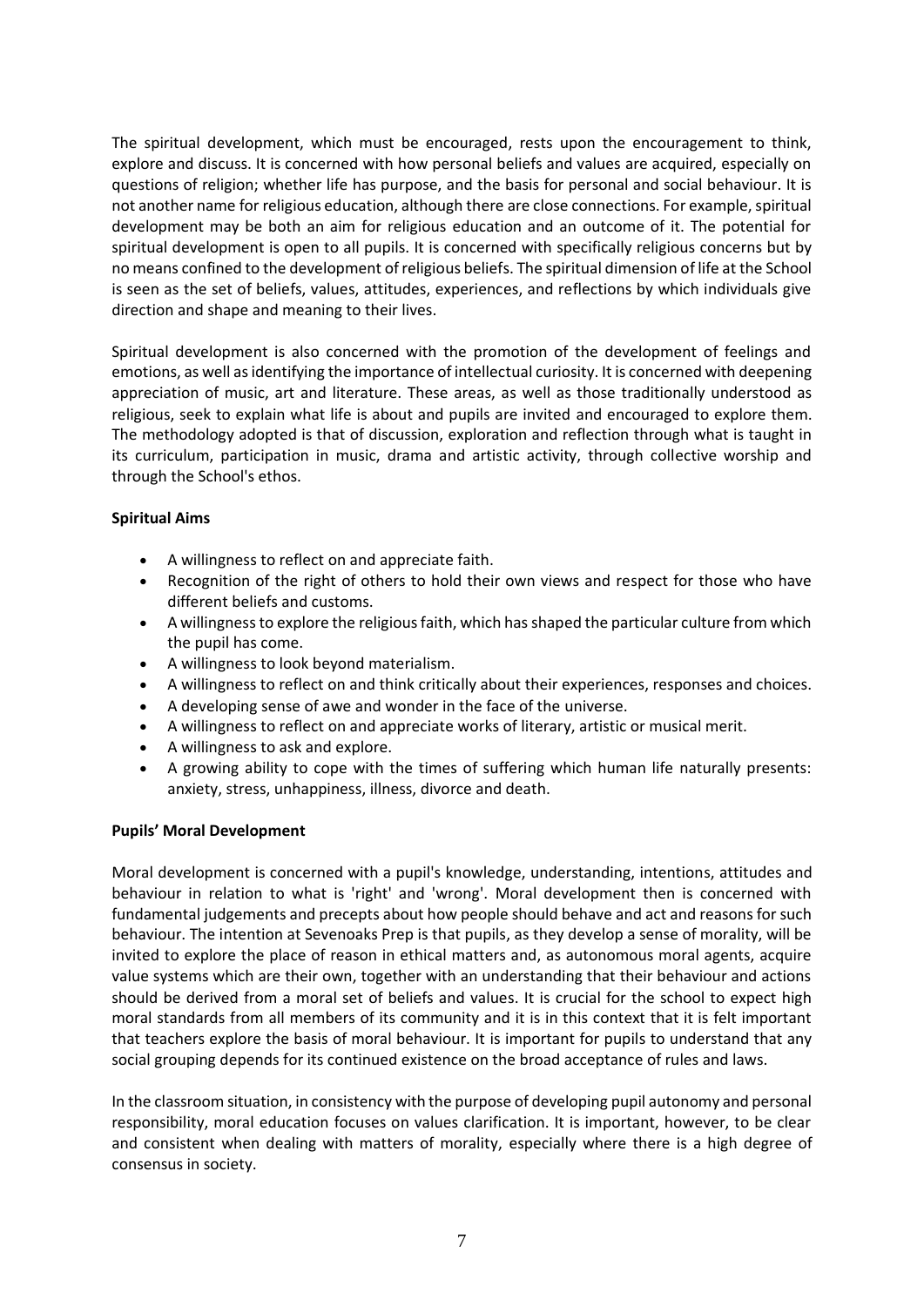The spiritual development, which must be encouraged, rests upon the encouragement to think, explore and discuss. It is concerned with how personal beliefs and values are acquired, especially on questions of religion; whether life has purpose, and the basis for personal and social behaviour. It is not another name for religious education, although there are close connections. For example, spiritual development may be both an aim for religious education and an outcome of it. The potential for spiritual development is open to all pupils. It is concerned with specifically religious concerns but by no means confined to the development of religious beliefs. The spiritual dimension of life at the School is seen as the set of beliefs, values, attitudes, experiences, and reflections by which individuals give direction and shape and meaning to their lives.

Spiritual development is also concerned with the promotion of the development of feelings and emotions, as well as identifying the importance of intellectual curiosity. It is concerned with deepening appreciation of music, art and literature. These areas, as well as those traditionally understood as religious, seek to explain what life is about and pupils are invited and encouraged to explore them. The methodology adopted is that of discussion, exploration and reflection through what is taught in its curriculum, participation in music, drama and artistic activity, through collective worship and through the School's ethos.

**Spiritual Aims**

- A willingness to reflect on and appreciate faith.
- Recognition of the right of others to hold their own views and respect for those who have different beliefs and customs.
- A willingness to explore the religious faith, which has shaped the particular culture from which the pupil has come.
- A willingness to look beyond materialism.
- A willingness to reflect on and think critically about their experiences, responses and choices.
- A developing sense of awe and wonder in the face of the universe.
- A willingness to reflect on and appreciate works of literary, artistic or musical merit.
- A willingness to ask and explore.
- A growing ability to cope with the times of suffering which human life naturally presents: anxiety, stress, unhappiness, illness, divorce and death.

**Pupils' Moral Development**

Moral development is concerned with a pupil's knowledge, understanding, intentions, attitudes and behaviour in relation to what is 'right' and 'wrong'. Moral development then is concerned with fundamental judgements and precepts about how people should behave and act and reasons for such behaviour. The intention at Sevenoaks Prep is that pupils, as they develop a sense of morality, will be invited to explore the place of reason in ethical matters and, as autonomous moral agents, acquire value systems which are their own, together with an understanding that their behaviour and actions should be derived from a moral set of beliefs and values. It is crucial for the school to expect high moral standards from all members of its community and it is in this context that it is felt important that teachers explore the basis of moral behaviour. It is important for pupils to understand that any social grouping depends for its continued existence on the broad acceptance of rules and laws.

In the classroom situation, in consistency with the purpose of developing pupil autonomy and personal responsibility, moral education focuses on values clarification. It is important, however, to be clear and consistent when dealing with matters of morality, especially where there is a high degree of consensus in society.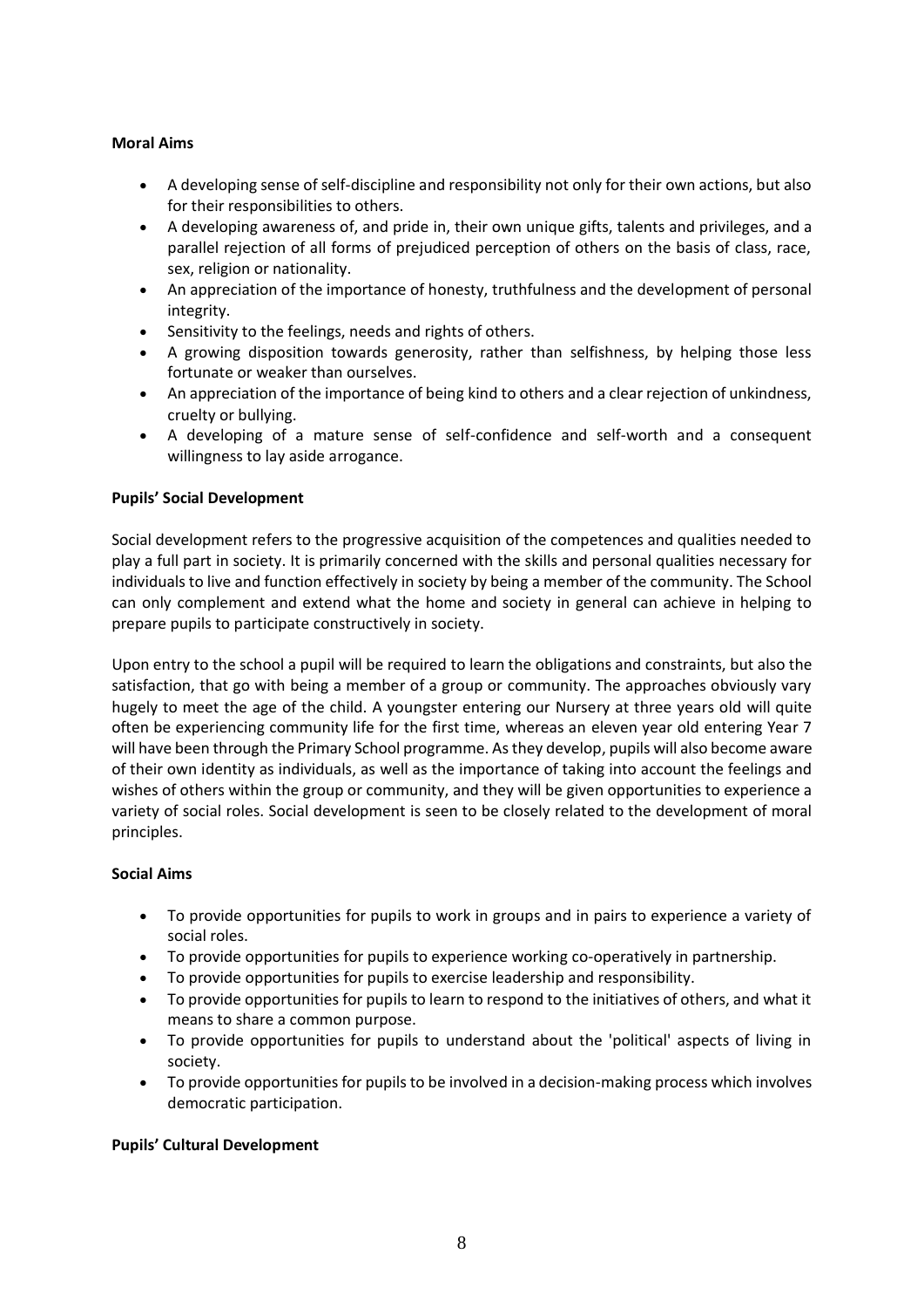**Moral Aims**

- A developing sense of self-discipline and responsibility not only for their own actions, but also for their responsibilities to others.
- A developing awareness of, and pride in, their own unique gifts, talents and privileges, and a parallel rejection of all forms of prejudiced perception of others on the basis of class, race, sex, religion or nationality.
- An appreciation of the importance of honesty, truthfulness and the development of personal integrity.
- Sensitivity to the feelings, needs and rights of others.
- A growing disposition towards generosity, rather than selfishness, by helping those less fortunate or weaker than ourselves.
- An appreciation of the importance of being kind to others and a clear rejection of unkindness, cruelty or bullying.
- A developing of a mature sense of self-confidence and self-worth and a consequent willingness to lay aside arrogance.

**Pupils' Social Development**

Social development refers to the progressive acquisition of the competences and qualities needed to play a full part in society. It is primarily concerned with the skills and personal qualities necessary for individuals to live and function effectively in society by being a member of the community. The School can only complement and extend what the home and society in general can achieve in helping to prepare pupils to participate constructively in society.

Upon entry to the school a pupil will be required to learn the obligations and constraints, but also the satisfaction, that go with being a member of a group or community. The approaches obviously vary hugely to meet the age of the child. A youngster entering our Nursery at three years old will quite often be experiencing community life for the first time, whereas an eleven year old entering Year 7 will have been through the Primary School programme. As they develop, pupils will also become aware of their own identity as individuals, as well as the importance of taking into account the feelings and wishes of others within the group or community, and they will be given opportunities to experience a variety of social roles. Social development is seen to be closely related to the development of moral principles.

**Social Aims**

- To provide opportunities for pupils to work in groups and in pairs to experience a variety of social roles.
- To provide opportunities for pupils to experience working co-operatively in partnership.
- To provide opportunities for pupils to exercise leadership and responsibility.
- To provide opportunities for pupils to learn to respond to the initiatives of others, and what it means to share a common purpose.
- To provide opportunities for pupils to understand about the 'political' aspects of living in society.
- To provide opportunities for pupils to be involved in a decision-making process which involves democratic participation.

**Pupils' Cultural Development**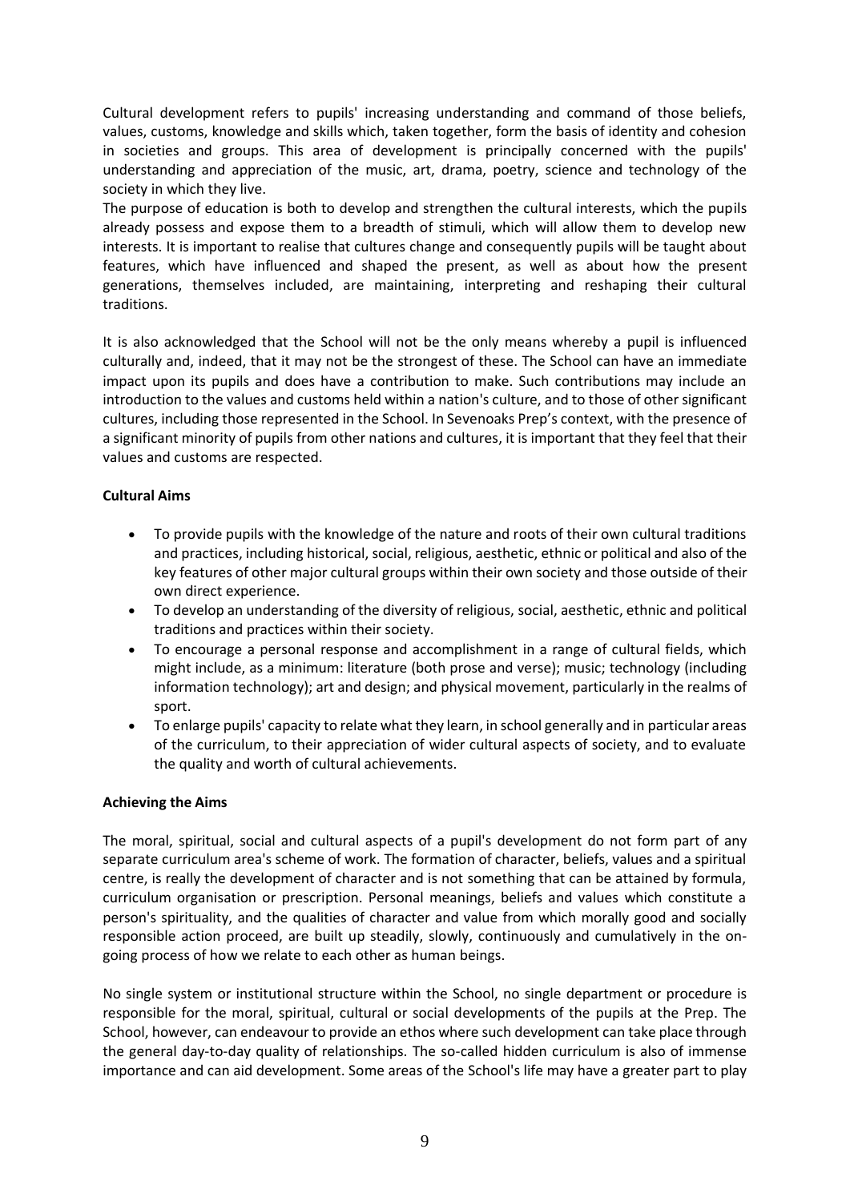Cultural development refers to pupils' increasing understanding and command of those beliefs, values, customs, knowledge and skills which, taken together, form the basis of identity and cohesion in societies and groups. This area of development is principally concerned with the pupils' understanding and appreciation of the music, art, drama, poetry, science and technology of the society in which they live.

The purpose of education is both to develop and strengthen the cultural interests, which the pupils already possess and expose them to a breadth of stimuli, which will allow them to develop new interests. It is important to realise that cultures change and consequently pupils will be taught about features, which have influenced and shaped the present, as well as about how the present generations, themselves included, are maintaining, interpreting and reshaping their cultural traditions.

It is also acknowledged that the School will not be the only means whereby a pupil is influenced culturally and, indeed, that it may not be the strongest of these. The School can have an immediate impact upon its pupils and does have a contribution to make. Such contributions may include an introduction to the values and customs held within a nation's culture, and to those of other significant cultures, including those represented in the School. In Sevenoaks Prep's context, with the presence of a significant minority of pupils from other nations and cultures, it is important that they feel that their values and customs are respected.

**Cultural Aims**

- To provide pupils with the knowledge of the nature and roots of their own cultural traditions and practices, including historical, social, religious, aesthetic, ethnic or political and also of the key features of other major cultural groups within their own society and those outside of their own direct experience.
- To develop an understanding of the diversity of religious, social, aesthetic, ethnic and political traditions and practices within their society.
- To encourage a personal response and accomplishment in a range of cultural fields, which might include, as a minimum: literature (both prose and verse); music; technology (including information technology); art and design; and physical movement, particularly in the realms of sport.
- To enlarge pupils' capacity to relate what they learn, in school generally and in particular areas of the curriculum, to their appreciation of wider cultural aspects of society, and to evaluate the quality and worth of cultural achievements.

**Achieving the Aims**

The moral, spiritual, social and cultural aspects of a pupil's development do not form part of any separate curriculum area's scheme of work. The formation of character, beliefs, values and a spiritual centre, is really the development of character and is not something that can be attained by formula, curriculum organisation or prescription. Personal meanings, beliefs and values which constitute a person's spirituality, and the qualities of character and value from which morally good and socially responsible action proceed, are built up steadily, slowly, continuously and cumulatively in the on-going process of how we relate to each other as human beings.

No single system or institutional structure within the School, no single department or procedure is responsible for the moral, spiritual, cultural or social developments of the pupils at the Prep. The School, however, can endeavour to provide an ethos where such development can take place through the general day-to-day quality of relationships. The so-called hidden curriculum is also of immense importance and can aid development. Some areas of the School's life may have a greater part to play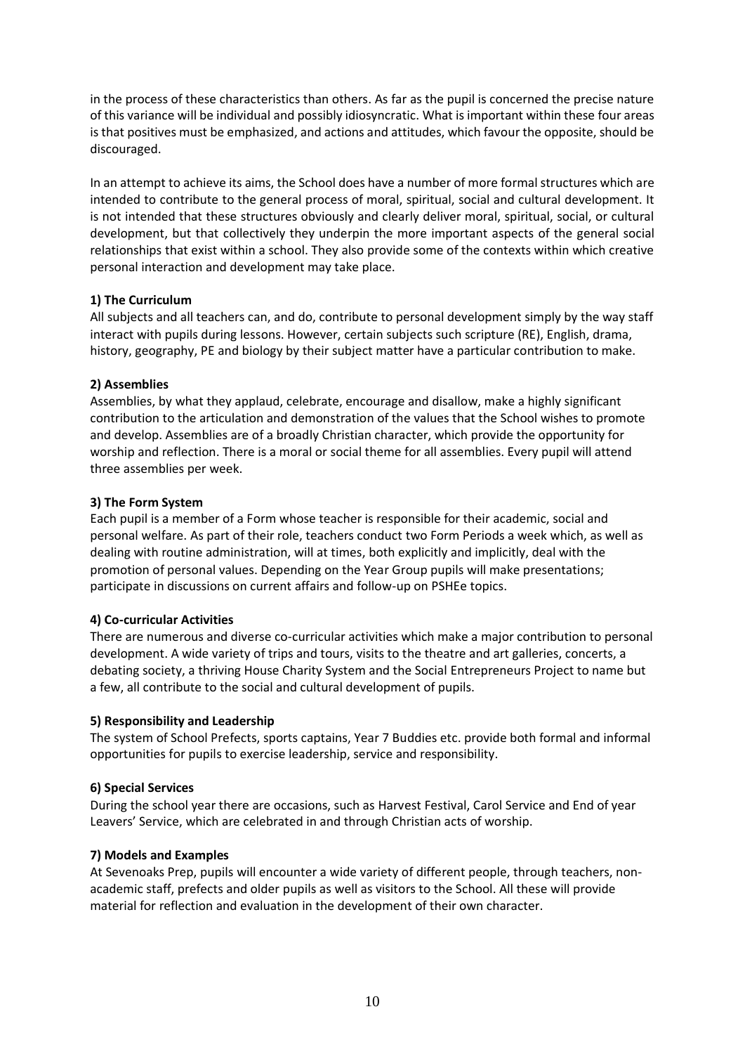in the process of these characteristics than others. As far as the pupil is concerned the precise nature of this variance will be individual and possibly idiosyncratic. What is important within these four areas is that positives must be emphasized, and actions and attitudes, which favour the opposite, should be discouraged.

In an attempt to achieve its aims, the School does have a number of more formal structures which are intended to contribute to the general process of moral, spiritual, social and cultural development. It is not intended that these structures obviously and clearly deliver moral, spiritual, social, or cultural development, but that collectively they underpin the more important aspects of the general social relationships that exist within a school. They also provide some of the contexts within which creative personal interaction and development may take place.

**1) The Curriculum**
All subjects and all teachers can, and do, contribute to personal development simply by the way staff interact with pupils during lessons. However, certain subjects such scripture (RE), English, drama, history, geography, PE and biology by their subject matter have a particular contribution to make.

**2) Assemblies**
Assemblies, by what they applaud, celebrate, encourage and disallow, make a highly significant contribution to the articulation and demonstration of the values that the School wishes to promote and develop. Assemblies are of a broadly Christian character, which provide the opportunity for worship and reflection. There is a moral or social theme for all assemblies. Every pupil will attend three assemblies per week.

**3) The Form System**
Each pupil is a member of a Form whose teacher is responsible for their academic, social and personal welfare. As part of their role, teachers conduct two Form Periods a week which, as well as dealing with routine administration, will at times, both explicitly and implicitly, deal with the promotion of personal values. Depending on the Year Group pupils will make presentations; participate in discussions on current affairs and follow-up on PSHEe topics.

**4) Co-curricular Activities**
There are numerous and diverse co-curricular activities which make a major contribution to personal development. A wide variety of trips and tours, visits to the theatre and art galleries, concerts, a debating society, a thriving House Charity System and the Social Entrepreneurs Project to name but a few, all contribute to the social and cultural development of pupils.

**5) Responsibility and Leadership**
The system of School Prefects, sports captains, Year 7 Buddies etc. provide both formal and informal opportunities for pupils to exercise leadership, service and responsibility.

**6) Special Services**
During the school year there are occasions, such as Harvest Festival, Carol Service and End of year Leavers' Service, which are celebrated in and through Christian acts of worship.

**7) Models and Examples**
At Sevenoaks Prep, pupils will encounter a wide variety of different people, through teachers, non-academic staff, prefects and older pupils as well as visitors to the School. All these will provide material for reflection and evaluation in the development of their own character.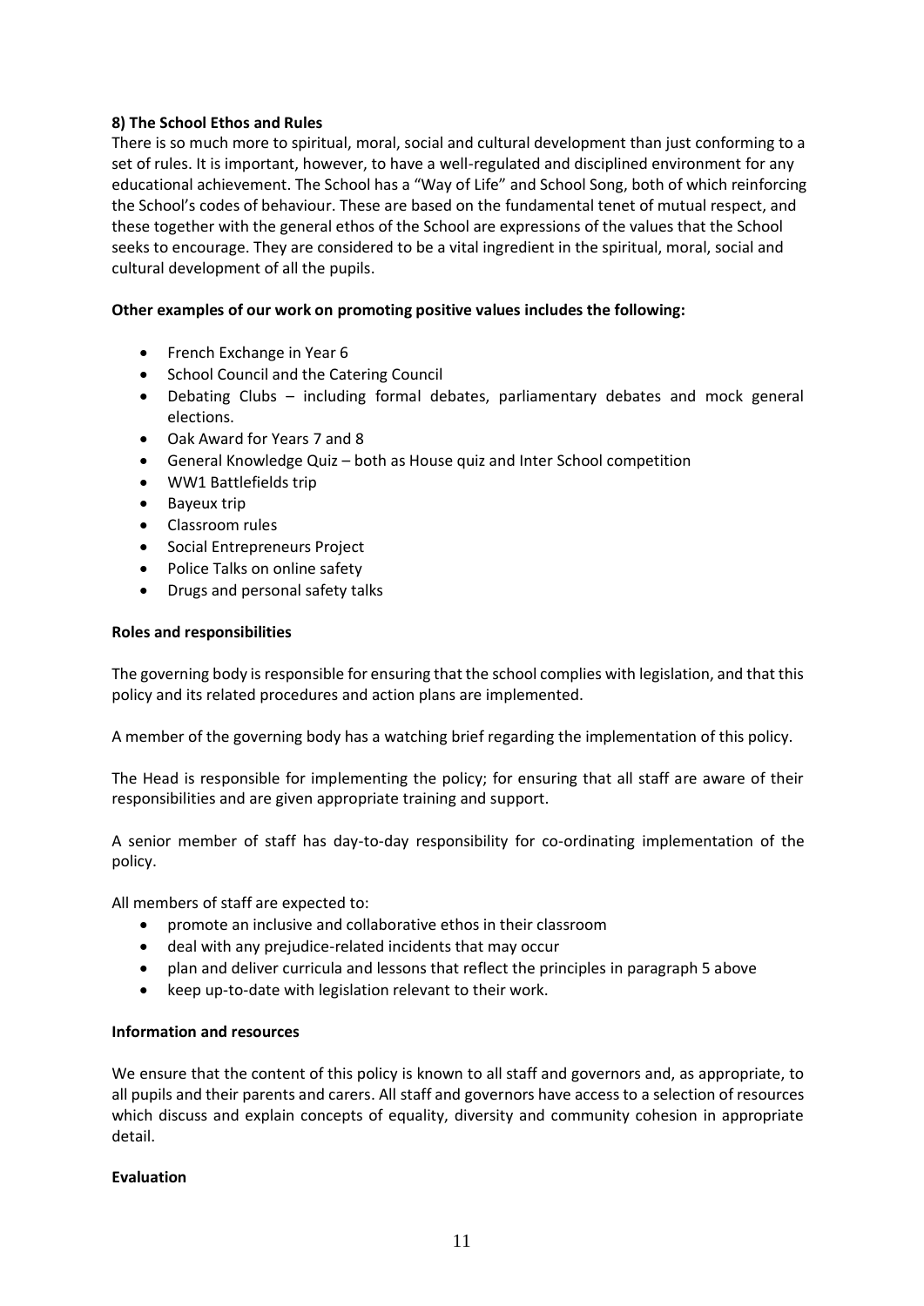**8) The School Ethos and Rules**

There is so much more to spiritual, moral, social and cultural development than just conforming to a set of rules. It is important, however, to have a well-regulated and disciplined environment for any educational achievement. The School has a "Way of Life" and School Song, both of which reinforcing the School's codes of behaviour. These are based on the fundamental tenet of mutual respect, and these together with the general ethos of the School are expressions of the values that the School seeks to encourage. They are considered to be a vital ingredient in the spiritual, moral, social and cultural development of all the pupils.

**Other examples of our work on promoting positive values includes the following:**

- French Exchange in Year 6
- School Council and the Catering Council
- Debating Clubs – including formal debates, parliamentary debates and mock general elections.
- Oak Award for Years 7 and 8
- General Knowledge Quiz – both as House quiz and Inter School competition
- WW1 Battlefields trip
- Bayeux trip
- Classroom rules
- Social Entrepreneurs Project
- Police Talks on online safety
- Drugs and personal safety talks

**Roles and responsibilities**

The governing body is responsible for ensuring that the school complies with legislation, and that this policy and its related procedures and action plans are implemented.

A member of the governing body has a watching brief regarding the implementation of this policy.

The Head is responsible for implementing the policy; for ensuring that all staff are aware of their responsibilities and are given appropriate training and support.

A senior member of staff has day-to-day responsibility for co-ordinating implementation of the policy.

All members of staff are expected to:

- promote an inclusive and collaborative ethos in their classroom
- deal with any prejudice-related incidents that may occur
- plan and deliver curricula and lessons that reflect the principles in paragraph 5 above
- keep up-to-date with legislation relevant to their work.

**Information and resources**

We ensure that the content of this policy is known to all staff and governors and, as appropriate, to all pupils and their parents and carers. All staff and governors have access to a selection of resources which discuss and explain concepts of equality, diversity and community cohesion in appropriate detail.

**Evaluation**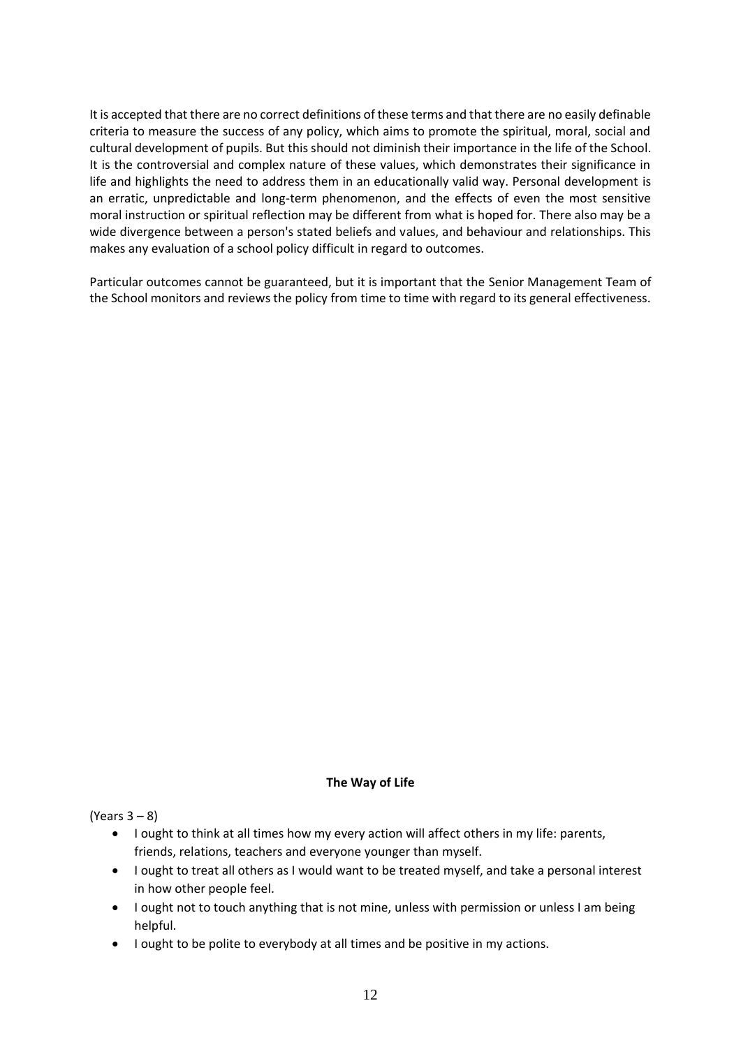It is accepted that there are no correct definitions of these terms and that there are no easily definable criteria to measure the success of any policy, which aims to promote the spiritual, moral, social and cultural development of pupils. But this should not diminish their importance in the life of the School. It is the controversial and complex nature of these values, which demonstrates their significance in life and highlights the need to address them in an educationally valid way. Personal development is an erratic, unpredictable and long-term phenomenon, and the effects of even the most sensitive moral instruction or spiritual reflection may be different from what is hoped for. There also may be a wide divergence between a person's stated beliefs and values, and behaviour and relationships. This makes any evaluation of a school policy difficult in regard to outcomes.

Particular outcomes cannot be guaranteed, but it is important that the Senior Management Team of the School monitors and reviews the policy from time to time with regard to its general effectiveness.

**The Way of Life**

(Years 3 – 8)

- I ought to think at all times how my every action will affect others in my life: parents, friends, relations, teachers and everyone younger than myself.
- I ought to treat all others as I would want to be treated myself, and take a personal interest in how other people feel.
- I ought not to touch anything that is not mine, unless with permission or unless I am being helpful.
- I ought to be polite to everybody at all times and be positive in my actions.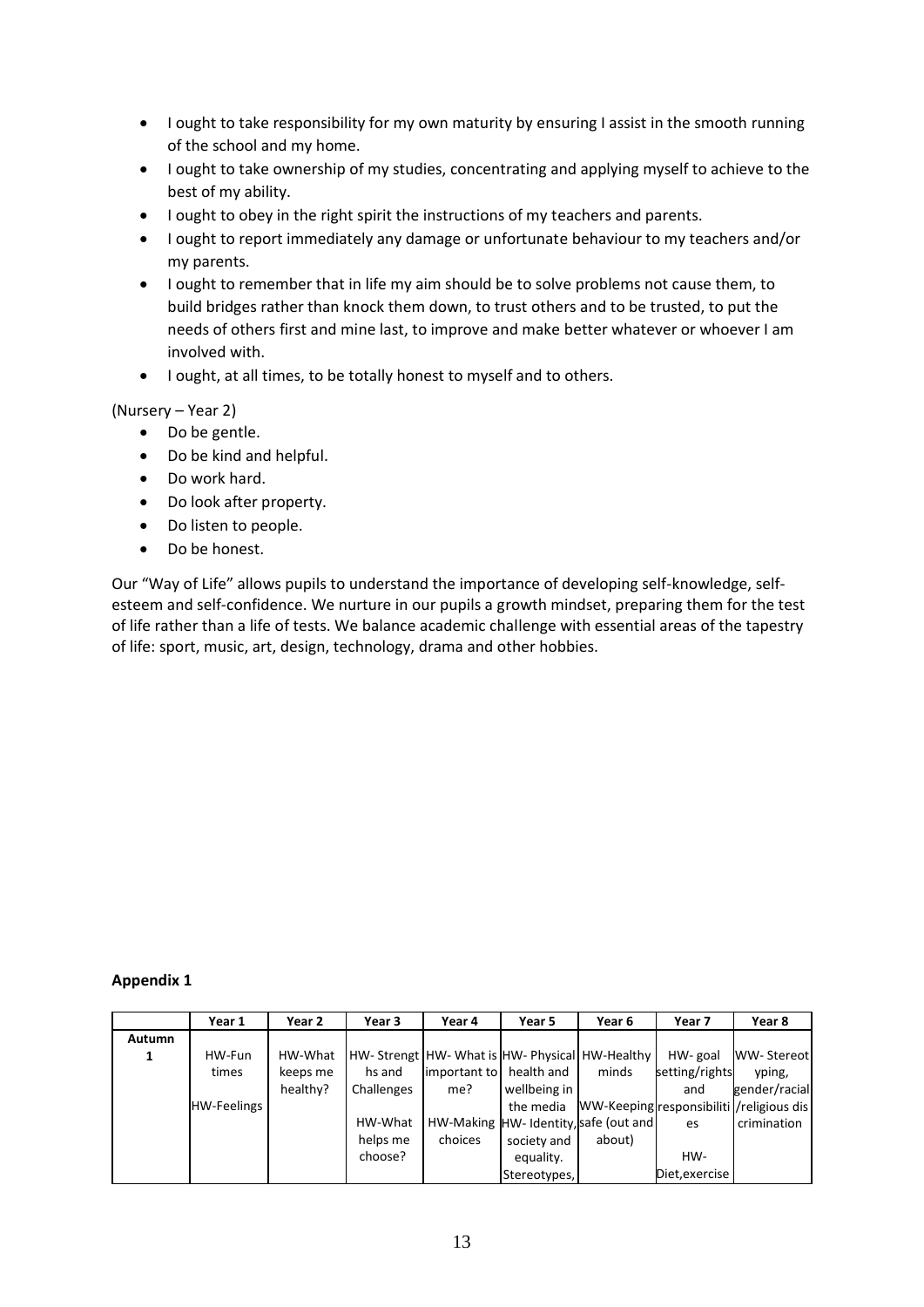- I ought to take responsibility for my own maturity by ensuring I assist in the smooth running of the school and my home.
- I ought to take ownership of my studies, concentrating and applying myself to achieve to the best of my ability.
- I ought to obey in the right spirit the instructions of my teachers and parents.
- I ought to report immediately any damage or unfortunate behaviour to my teachers and/or my parents.
- I ought to remember that in life my aim should be to solve problems not cause them, to build bridges rather than knock them down, to trust others and to be trusted, to put the needs of others first and mine last, to improve and make better whatever or whoever I am involved with.
- I ought, at all times, to be totally honest to myself and to others.

(Nursery – Year 2)

- Do be gentle.
- Do be kind and helpful.
- Do work hard.
- Do look after property.
- Do listen to people.
- Do be honest.

Our "Way of Life" allows pupils to understand the importance of developing self-knowledge, self-esteem and self-confidence. We nurture in our pupils a growth mindset, preparing them for the test of life rather than a life of tests. We balance academic challenge with essential areas of the tapestry of life: sport, music, art, design, technology, drama and other hobbies.

**Appendix 1**

| | Year 1 | Year 2 | Year 3 | Year 4 | Year 5 | Year 6 | Year 7 | Year 8 |
|---|---|---|---|---|---|---|---|---|
| **Autumn 1** | HW-Fun times<br><br>HW-Feelings | HW-What keeps me healthy? | HW- Strengths and Challenges<br><br>HW-What helps me choose? | HW- What is important to me?<br><br>HW-Making choices | HW- Physical health and wellbeing in the media<br><br>HW- Identity, society and equality. Stereotypes, | HW-Healthy minds<br><br>WW-Keeping safe (out and about) | HW- goal setting/rights and responsibilities<br><br>HW- Diet,exercise | WW- Stereotyping, gender/racial/religious discrimination |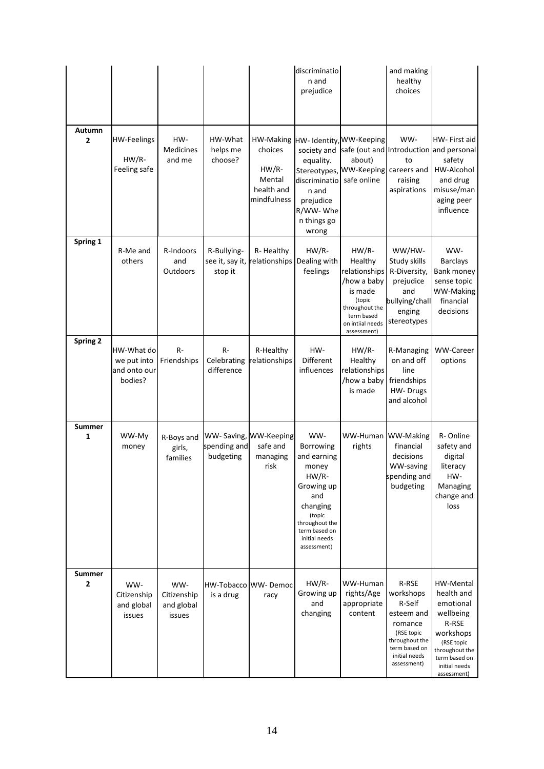| | | | | | | | | |
|---|---|---|---|---|---|---|---|---|
| | | | | | discrimination and prejudice | | and making healthy choices | |
| **Autumn 2** | HW-Feelings<br>HW/R-Feeling safe | HW-Medicines and me | HW-What helps me choose? | HW-Making choices<br>HW/R-Mental health and mindfulness | HW- Identity, society and equality. Stereotypes, discrimination and prejudice<br>R/WW- When things go wrong | WW-Keeping safe (out and about)<br>WW-Keeping safe online | WW-Introduction to careers and raising aspirations | HW- First aid and personal safety<br>HW-Alcohol and drug misuse/managing peer influence |
| **Spring 1** | R-Me and others | R-Indoors and Outdoors | R-Bullying-see it, say it, stop it | R- Healthy relationships | HW/R-Dealing with feelings | HW/R-Healthy relationships /how a baby is made (topic throughout the term based on intiial needs assessment) | WW/HW-Study skills<br>R-Diversity, prejudice and bullying/challenging stereotypes | WW-Barclays Bank money sense topic<br>WW-Making financial decisions |
| **Spring 2** | HW-What do we put into and onto our bodies? | R-Friendships | R-Celebrating difference | R-Healthy relationships | HW-Different influences | HW/R-Healthy relationships /how a baby is made | R-Managing on and off line friendships<br>HW- Drugs and alcohol | WW-Career options |
| **Summer 1** | WW-My money | R-Boys and girls, families | WW- Saving, spending and budgeting | WW-Keeping safe and managing risk | WW-Borrowing and earning money<br>HW/R-Growing up and changing (topic throughout the term based on initial needs assessment) | WW-Human rights | WW-Making financial decisions<br>WW-saving spending and budgeting | R- Online safety and digital literacy<br>HW-Managing change and loss |
| **Summer 2** | WW-Citizenship and global issues | WW-Citizenship and global issues | HW-Tobacco is a drug | WW- Democracy | HW/R-Growing up and changing | WW-Human rights/Age appropriate content | R-RSE workshops<br>R-Self esteem and romance (RSE topic throughout the term based on initial needs assessment) | HW-Mental health and emotional wellbeing<br>R-RSE workshops (RSE topic throughout the term based on initial needs assessment) |